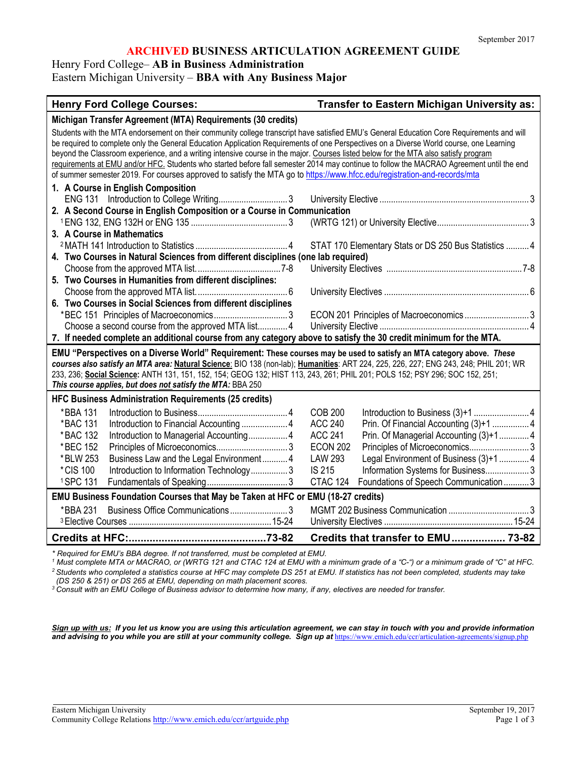September 2017

# ARCHIVED BUSINESS ARTICULATION AGREEMENT GUIDE

## Henry Ford College– AB in Business Administration
## Eastern Michigan University – BBA with Any Business Major

| Henry Ford College Courses: | Transfer to Eastern Michigan University as: |
|---|---|
| **Michigan Transfer Agreement (MTA) Requirements (30 credits)** | |
| Students with the MTA endorsement on their community college transcript have satisfied EMU's General Education Core Requirements and will be required to complete only the General Education Application Requirements of one Perspectives on a Diverse World course, one Learning beyond the Classroom experience, and a writing intensive course in the major. Courses listed below for the MTA also satisfy program requirements at EMU and/or HFC. Students who started before fall semester 2014 may continue to follow the MACRAO Agreement until the end of summer semester 2019. For courses approved to satisfy the MTA go to https://www.hfcc.edu/registration-and-records/mta | |
| **1. A Course in English Composition** | |
| ENG 131 Introduction to College Writing 3 | University Elective 3 |
| **2. A Second Course in English Composition or a Course in Communication** | |
| [1] ENG 132, ENG 132H or ENG 135 3 | (WRTG 121) or University Elective 3 |
| **3. A Course in Mathematics** | |
| [2] MATH 141 Introduction to Statistics 4 | STAT 170 Elementary Stats or DS 250 Bus Statistics 4 |
| **4. Two Courses in Natural Sciences from different disciplines (one lab required)** | |
| Choose from the approved MTA list 7-8 | University Electives 7-8 |
| **5. Two Courses in Humanities from different disciplines:** | |
| Choose from the approved MTA list 6 | University Electives 6 |
| **6. Two Courses in Social Sciences from different disciplines** | |
| *BEC 151 Principles of Macroeconomics 3 | ECON 201 Principles of Macroeconomics 3 |
| Choose a second course from the approved MTA list 4 | University Elective 4 |
| **7. If needed complete an additional course from any category above to satisfy the 30 credit minimum for the MTA.** | |
| **EMU "Perspectives on a Diverse World" Requirement:** These courses may be used to satisfy an MTA category above. *These courses also satisfy an MTA area:* Natural Science: BIO 138 (non-lab); Humanities: ART 224, 225, 226, 227; ENG 243, 248; PHIL 201; WR 233, 236; Social Science: ANTH 131, 151, 152, 154; GEOG 132; HIST 113, 243, 261; PHIL 201; POLS 152; PSY 296; SOC 152, 251; *This course applies, but does not satisfy the MTA:* BBA 250 | |
| **HFC Business Administration Requirements (25 credits)** | |
| *BBA 131 Introduction to Business 4 | COB 200 Introduction to Business (3)+1 4 |
| *BAC 131 Introduction to Financial Accounting 4 | ACC 240 Prin. Of Financial Accounting (3)+1 4 |
| *BAC 132 Introduction to Managerial Accounting 4 | ACC 241 Prin. Of Managerial Accounting (3)+1 4 |
| *BEC 152 Principles of Microeconomics 3 | ECON 202 Principles of Microeconomics 3 |
| *BLW 253 Business Law and the Legal Environment 4 | LAW 293 Legal Environment of Business (3)+1 4 |
| *CIS 100 Introduction to Information Technology 3 | IS 215 Information Systems for Business 3 |
| [1] SPC 131 Fundamentals of Speaking 3 | CTAC 124 Foundations of Speech Communication 3 |
| **EMU Business Foundation Courses that May be Taken at HFC or EMU (18-27 credits)** | |
| *BBA 231 Business Office Communications 3 | MGMT 202 Business Communication 3 |
| [3] Elective Courses 15-24 | University Electives 15-24 |
| **Credits at HFC: 73-82** | **Credits that transfer to EMU 73-82** |

*\* Required for EMU's BBA degree. If not transferred, must be completed at EMU.*

*[1] Must complete MTA or MACRAO, or (WRTG 121 and CTAC 124 at EMU with a minimum grade of a "C-") or a minimum grade of "C" at HFC.*

*[2] Students who completed a statistics course at HFC may complete DS 251 at EMU. If statistics has not been completed, students may take (DS 250 & 251) or DS 265 at EMU, depending on math placement scores.*

*[3] Consult with an EMU College of Business advisor to determine how many, if any, electives are needed for transfer.*

***Sign up with us:** If you let us know you are using this articulation agreement, we can stay in touch with you and provide information and advising to you while you are still at your community college. Sign up at* https://www.emich.edu/ccr/articulation-agreements/signup.php

Eastern Michigan University
Community College Relations http://www.emich.edu/ccr/artguide.php

September 19, 2017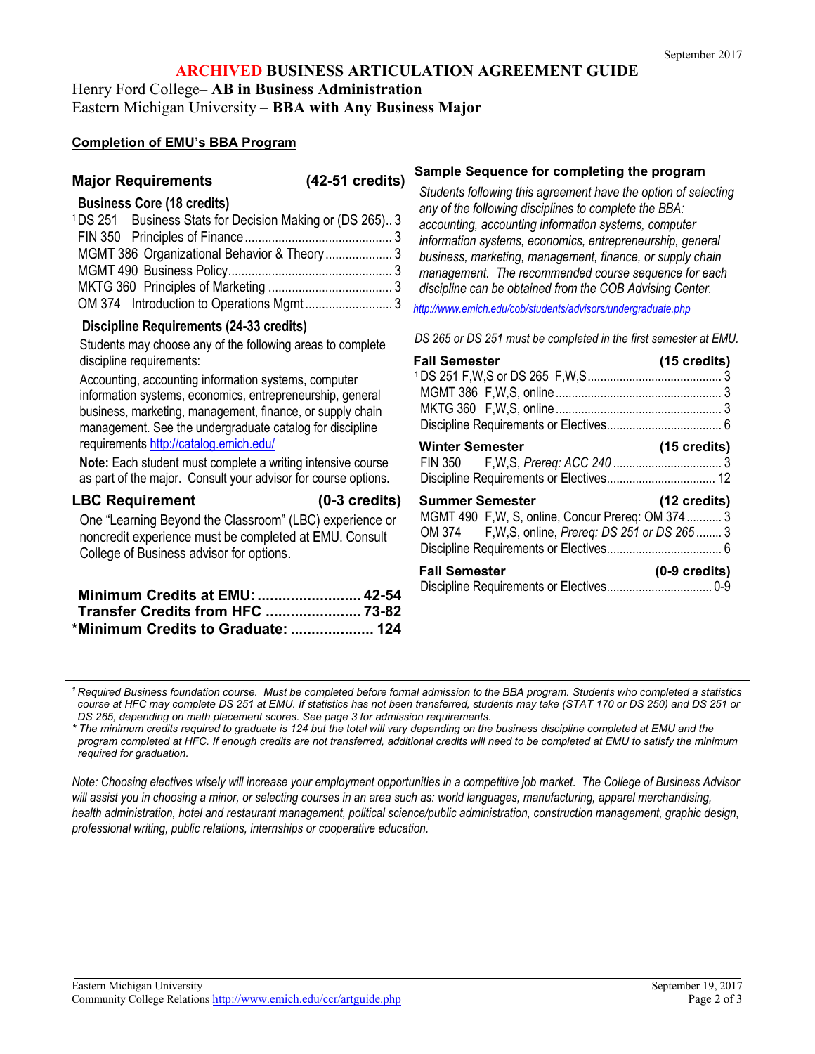September 2017

# ARCHIVED BUSINESS ARTICULATION AGREEMENT GUIDE

Henry Ford College– **AB in Business Administration**
Eastern Michigan University – **BBA with Any Business Major**

## Completion of EMU's BBA Program

### Major Requirements (42-51 credits)

**Business Core (18 credits)**

| Course | Credits |
|---|---|
| [1]DS 251 Business Stats for Decision Making or (DS 265) | 3 |
| FIN 350 Principles of Finance | 3 |
| MGMT 386 Organizational Behavior & Theory | 3 |
| MGMT 490 Business Policy | 3 |
| MKTG 360 Principles of Marketing | 3 |
| OM 374 Introduction to Operations Mgmt | 3 |

**Discipline Requirements (24-33 credits)**

Students may choose any of the following areas to complete discipline requirements:

Accounting, accounting information systems, computer information systems, economics, entrepreneurship, general business, marketing, management, finance, or supply chain management. See the undergraduate catalog for discipline requirements http://catalog.emich.edu/

**Note:** Each student must complete a writing intensive course as part of the major. Consult your advisor for course options.

### LBC Requirement (0-3 credits)

One "Learning Beyond the Classroom" (LBC) experience or noncredit experience must be completed at EMU. Consult College of Business advisor for options.

**Minimum Credits at EMU: 42-54**
**Transfer Credits from HFC 73-82**
***Minimum Credits to Graduate: 124**

### Sample Sequence for completing the program

*Students following this agreement have the option of selecting any of the following disciplines to complete the BBA: accounting, accounting information systems, computer information systems, economics, entrepreneurship, general business, marketing, management, finance, or supply chain management. The recommended course sequence for each discipline can be obtained from the COB Advising Center.*

*http://www.emich.edu/cob/students/advisors/undergraduate.php*

*DS 265 or DS 251 must be completed in the first semester at EMU.*

**Fall Semester (15 credits)**

| Course | Credits |
|---|---|
| [1]DS 251 F,W,S or DS 265 F,W,S | 3 |
| MGMT 386 F,W,S, online | 3 |
| MKTG 360 F,W,S, online | 3 |
| Discipline Requirements or Electives | 6 |

**Winter Semester (15 credits)**

| Course | Credits |
|---|---|
| FIN 350 F,W,S, *Prereq: ACC 240* | 3 |
| Discipline Requirements or Electives | 12 |

**Summer Semester (12 credits)**

| Course | Credits |
|---|---|
| MGMT 490 F,W, S, online, Concur Prereq: OM 374 | 3 |
| OM 374 F,W,S, online, *Prereq: DS 251 or DS 265* | 3 |
| Discipline Requirements or Electives | 6 |

**Fall Semester (0-9 credits)**

| Course | Credits |
|---|---|
| Discipline Requirements or Electives | 0-9 |

*[1] Required Business foundation course. Must be completed before formal admission to the BBA program. Students who completed a statistics course at HFC may complete DS 251 at EMU. If statistics has not been transferred, students may take (STAT 170 or DS 250) and DS 251 or DS 265, depending on math placement scores. See page 3 for admission requirements.*

*\* The minimum credits required to graduate is 124 but the total will vary depending on the business discipline completed at EMU and the program completed at HFC. If enough credits are not transferred, additional credits will need to be completed at EMU to satisfy the minimum required for graduation.*

*Note: Choosing electives wisely will increase your employment opportunities in a competitive job market. The College of Business Advisor will assist you in choosing a minor, or selecting courses in an area such as: world languages, manufacturing, apparel merchandising, health administration, hotel and restaurant management, political science/public administration, construction management, graphic design, professional writing, public relations, internships or cooperative education.*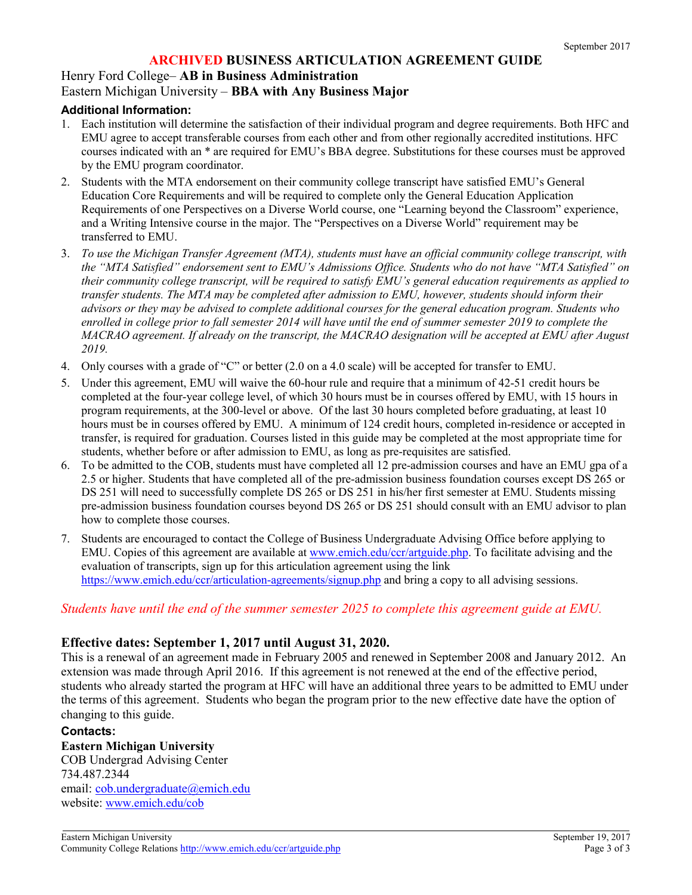September 2017

# ARCHIVED BUSINESS ARTICULATION AGREEMENT GUIDE

## Henry Ford College– **AB in Business Administration**
## Eastern Michigan University – **BBA with Any Business Major**

### Additional Information:

1. Each institution will determine the satisfaction of their individual program and degree requirements. Both HFC and EMU agree to accept transferable courses from each other and from other regionally accredited institutions. HFC courses indicated with an * are required for EMU's BBA degree. Substitutions for these courses must be approved by the EMU program coordinator.
2. Students with the MTA endorsement on their community college transcript have satisfied EMU's General Education Core Requirements and will be required to complete only the General Education Application Requirements of one Perspectives on a Diverse World course, one "Learning beyond the Classroom" experience, and a Writing Intensive course in the major. The "Perspectives on a Diverse World" requirement may be transferred to EMU.
3. *To use the Michigan Transfer Agreement (MTA), students must have an official community college transcript, with the "MTA Satisfied" endorsement sent to EMU's Admissions Office. Students who do not have "MTA Satisfied" on their community college transcript, will be required to satisfy EMU's general education requirements as applied to transfer students. The MTA may be completed after admission to EMU, however, students should inform their advisors or they may be advised to complete additional courses for the general education program. Students who enrolled in college prior to fall semester 2014 will have until the end of summer semester 2019 to complete the MACRAO agreement. If already on the transcript, the MACRAO designation will be accepted at EMU after August 2019.*
4. Only courses with a grade of "C" or better (2.0 on a 4.0 scale) will be accepted for transfer to EMU.
5. Under this agreement, EMU will waive the 60-hour rule and require that a minimum of 42-51 credit hours be completed at the four-year college level, of which 30 hours must be in courses offered by EMU, with 15 hours in program requirements, at the 300-level or above. Of the last 30 hours completed before graduating, at least 10 hours must be in courses offered by EMU. A minimum of 124 credit hours, completed in-residence or accepted in transfer, is required for graduation. Courses listed in this guide may be completed at the most appropriate time for students, whether before or after admission to EMU, as long as pre-requisites are satisfied.
6. To be admitted to the COB, students must have completed all 12 pre-admission courses and have an EMU gpa of a 2.5 or higher. Students that have completed all of the pre-admission business foundation courses except DS 265 or DS 251 will need to successfully complete DS 265 or DS 251 in his/her first semester at EMU. Students missing pre-admission business foundation courses beyond DS 265 or DS 251 should consult with an EMU advisor to plan how to complete those courses.
7. Students are encouraged to contact the College of Business Undergraduate Advising Office before applying to EMU. Copies of this agreement are available at www.emich.edu/ccr/artguide.php. To facilitate advising and the evaluation of transcripts, sign up for this articulation agreement using the link https://www.emich.edu/ccr/articulation-agreements/signup.php and bring a copy to all advising sessions.

*Students have until the end of the summer semester 2025 to complete this agreement guide at EMU.*

### Effective dates: September 1, 2017 until August 31, 2020.

This is a renewal of an agreement made in February 2005 and renewed in September 2008 and January 2012. An extension was made through April 2016. If this agreement is not renewed at the end of the effective period, students who already started the program at HFC will have an additional three years to be admitted to EMU under the terms of this agreement. Students who began the program prior to the new effective date have the option of changing to this guide.

### Contacts:

**Eastern Michigan University**
COB Undergrad Advising Center
734.487.2344
email: cob.undergraduate@emich.edu
website: www.emich.edu/cob